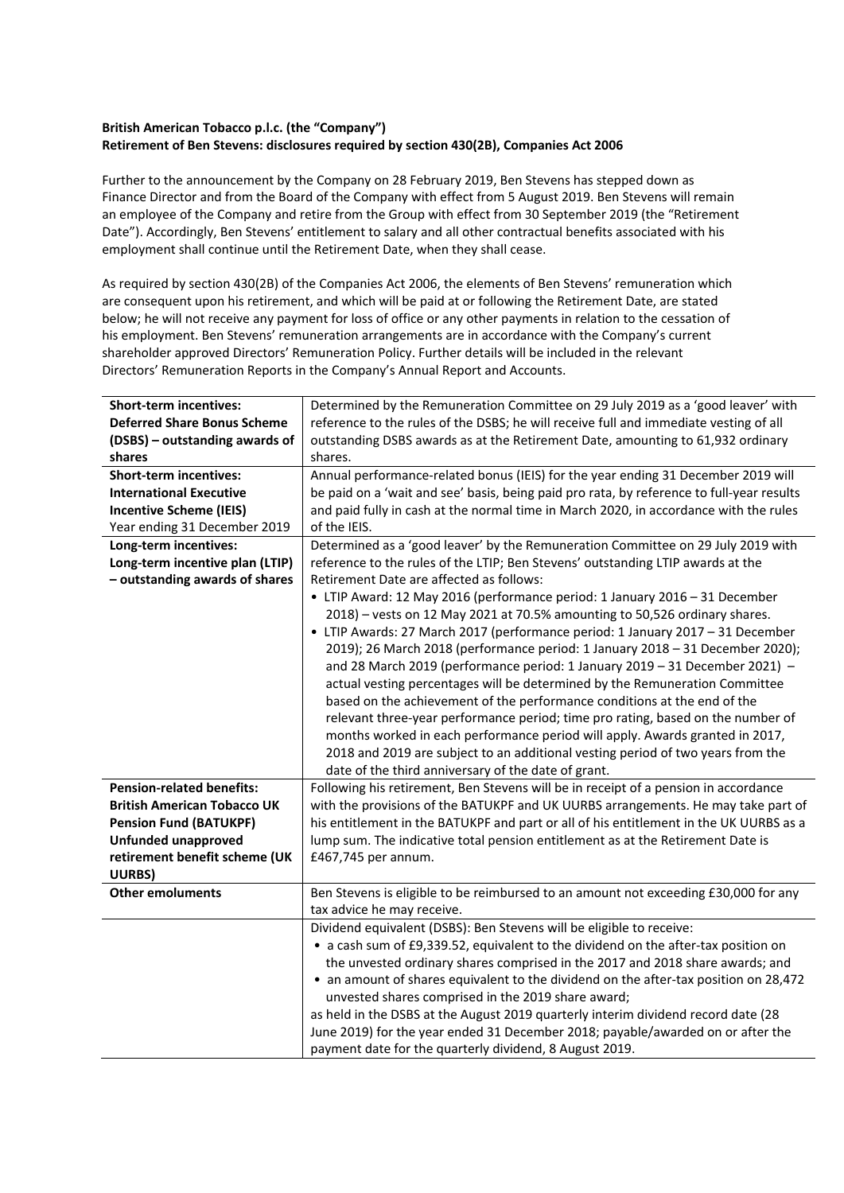**British American Tobacco p.l.c. (the "Company")**
**Retirement of Ben Stevens: disclosures required by section 430(2B), Companies Act 2006**

Further to the announcement by the Company on 28 February 2019, Ben Stevens has stepped down as Finance Director and from the Board of the Company with effect from 5 August 2019. Ben Stevens will remain an employee of the Company and retire from the Group with effect from 30 September 2019 (the "Retirement Date"). Accordingly, Ben Stevens' entitlement to salary and all other contractual benefits associated with his employment shall continue until the Retirement Date, when they shall cease.

As required by section 430(2B) of the Companies Act 2006, the elements of Ben Stevens' remuneration which are consequent upon his retirement, and which will be paid at or following the Retirement Date, are stated below; he will not receive any payment for loss of office or any other payments in relation to the cessation of his employment. Ben Stevens' remuneration arrangements are in accordance with the Company's current shareholder approved Directors' Remuneration Policy. Further details will be included in the relevant Directors' Remuneration Reports in the Company's Annual Report and Accounts.

| | |
|---|---|
| **Short-term incentives: Deferred Share Bonus Scheme (DSBS) – outstanding awards of shares** | Determined by the Remuneration Committee on 29 July 2019 as a 'good leaver' with reference to the rules of the DSBS; he will receive full and immediate vesting of all outstanding DSBS awards as at the Retirement Date, amounting to 61,932 ordinary shares. |
| **Short-term incentives: International Executive Incentive Scheme (IEIS)** Year ending 31 December 2019 | Annual performance-related bonus (IEIS) for the year ending 31 December 2019 will be paid on a 'wait and see' basis, being paid pro rata, by reference to full-year results and paid fully in cash at the normal time in March 2020, in accordance with the rules of the IEIS. |
| **Long-term incentives: Long-term incentive plan (LTIP) – outstanding awards of shares** | Determined as a 'good leaver' by the Remuneration Committee on 29 July 2019 with reference to the rules of the LTIP; Ben Stevens' outstanding LTIP awards at the Retirement Date are affected as follows: <br>• LTIP Award: 12 May 2016 (performance period: 1 January 2016 – 31 December 2018) – vests on 12 May 2021 at 70.5% amounting to 50,526 ordinary shares. <br>• LTIP Awards: 27 March 2017 (performance period: 1 January 2017 – 31 December 2019); 26 March 2018 (performance period: 1 January 2018 – 31 December 2020); and 28 March 2019 (performance period: 1 January 2019 – 31 December 2021) – actual vesting percentages will be determined by the Remuneration Committee based on the achievement of the performance conditions at the end of the relevant three-year performance period; time pro rating, based on the number of months worked in each performance period will apply. Awards granted in 2017, 2018 and 2019 are subject to an additional vesting period of two years from the date of the third anniversary of the date of grant. |
| **Pension-related benefits: British American Tobacco UK Pension Fund (BATUKPF) Unfunded unapproved retirement benefit scheme (UK UURBS)** | Following his retirement, Ben Stevens will be in receipt of a pension in accordance with the provisions of the BATUKPF and UK UURBS arrangements. He may take part of his entitlement in the BATUKPF and part or all of his entitlement in the UK UURBS as a lump sum. The indicative total pension entitlement as at the Retirement Date is £467,745 per annum. |
| **Other emoluments** | Ben Stevens is eligible to be reimbursed to an amount not exceeding £30,000 for any tax advice he may receive. |
| | Dividend equivalent (DSBS): Ben Stevens will be eligible to receive: <br>• a cash sum of £9,339.52, equivalent to the dividend on the after-tax position on the unvested ordinary shares comprised in the 2017 and 2018 share awards; and <br>• an amount of shares equivalent to the dividend on the after-tax position on 28,472 unvested shares comprised in the 2019 share award; <br>as held in the DSBS at the August 2019 quarterly interim dividend record date (28 June 2019) for the year ended 31 December 2018; payable/awarded on or after the payment date for the quarterly dividend, 8 August 2019. |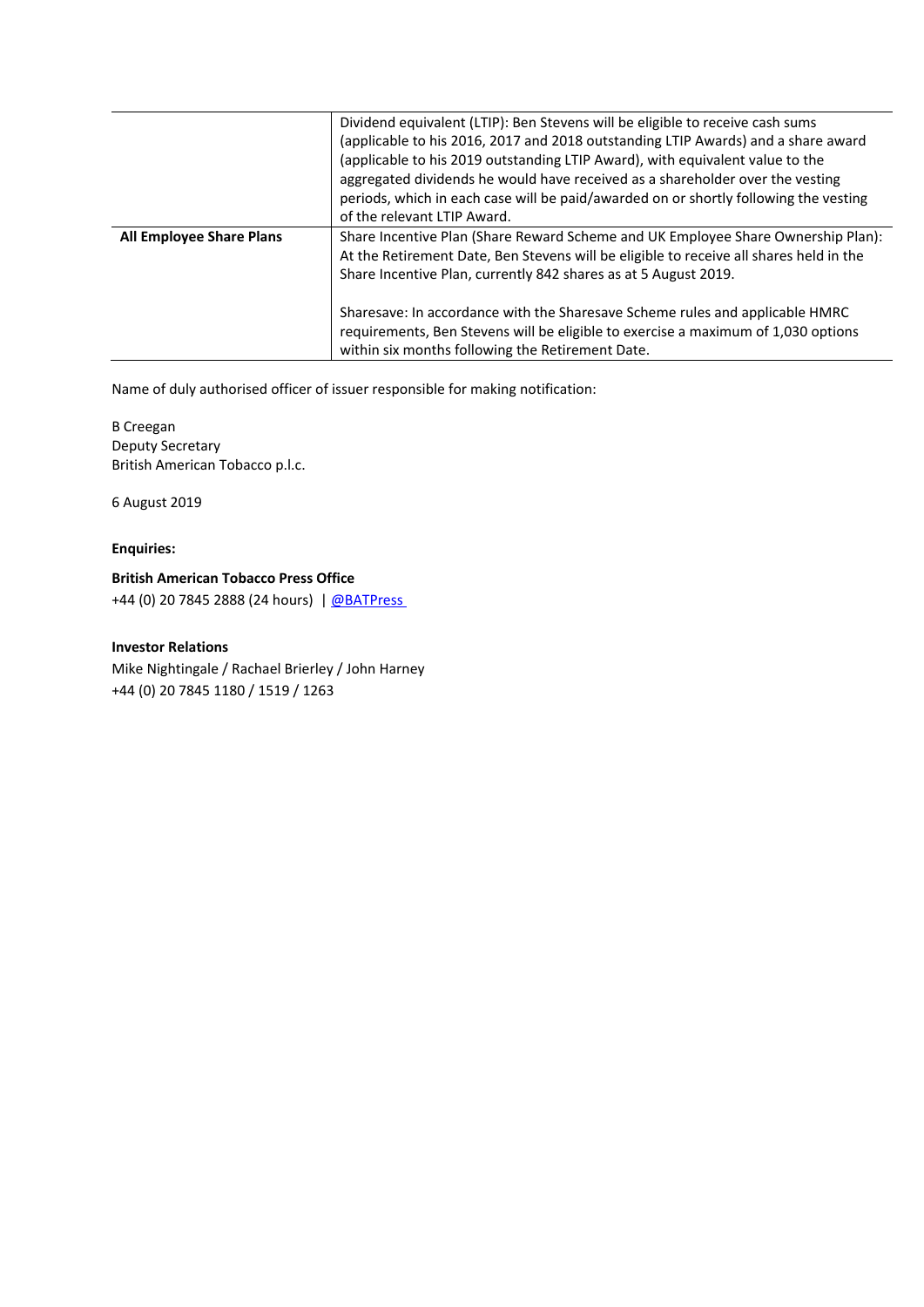| | |
|---|---|
| | Dividend equivalent (LTIP): Ben Stevens will be eligible to receive cash sums (applicable to his 2016, 2017 and 2018 outstanding LTIP Awards) and a share award (applicable to his 2019 outstanding LTIP Award), with equivalent value to the aggregated dividends he would have received as a shareholder over the vesting periods, which in each case will be paid/awarded on or shortly following the vesting of the relevant LTIP Award. |
| **All Employee Share Plans** | Share Incentive Plan (Share Reward Scheme and UK Employee Share Ownership Plan): At the Retirement Date, Ben Stevens will be eligible to receive all shares held in the Share Incentive Plan, currently 842 shares as at 5 August 2019.<br><br>Sharesave: In accordance with the Sharesave Scheme rules and applicable HMRC requirements, Ben Stevens will be eligible to exercise a maximum of 1,030 options within six months following the Retirement Date. |

Name of duly authorised officer of issuer responsible for making notification:

B Creegan
Deputy Secretary
British American Tobacco p.l.c.

6 August 2019

**Enquiries:**

**British American Tobacco Press Office**
+44 (0) 20 7845 2888 (24 hours) | @BATPress

**Investor Relations**
Mike Nightingale / Rachael Brierley / John Harney
+44 (0) 20 7845 1180 / 1519 / 1263